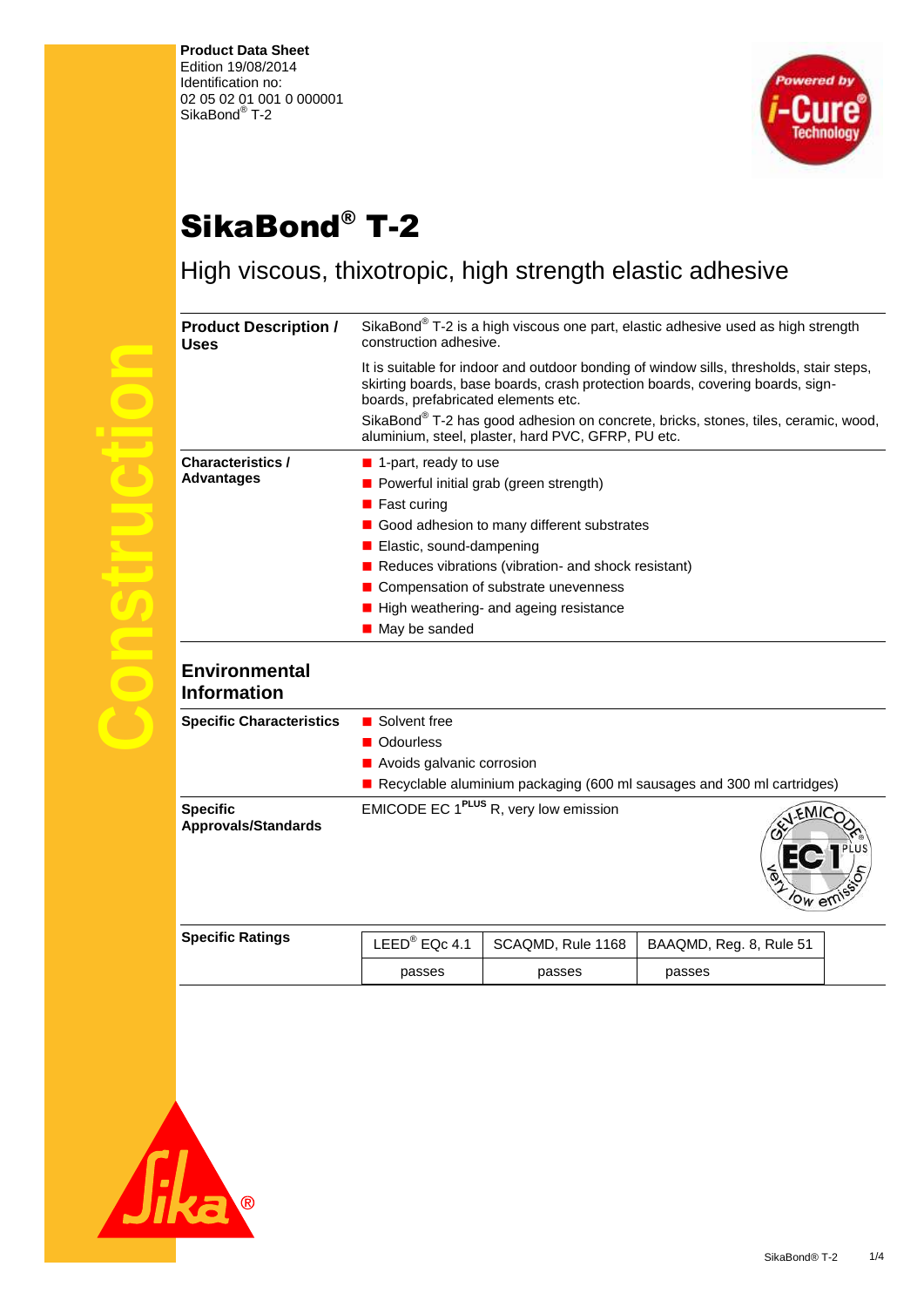**Product Data Sheet**
Edition 19/08/2014
Identification no:
02 05 02 01 001 0 000001
SikaBond® T-2

# SikaBond® T-2

## High viscous, thixotropic, high strength elastic adhesive

| | |
|---|---|
| **Product Description / Uses** | SikaBond® T-2 is a high viscous one part, elastic adhesive used as high strength construction adhesive.<br><br>It is suitable for indoor and outdoor bonding of window sills, thresholds, stair steps, skirting boards, base boards, crash protection boards, covering boards, sign-boards, prefabricated elements etc.<br><br>SikaBond® T-2 has good adhesion on concrete, bricks, stones, tiles, ceramic, wood, aluminium, steel, plaster, hard PVC, GFRP, PU etc. |
| **Characteristics / Advantages** | ■ 1-part, ready to use<br>■ Powerful initial grab (green strength)<br>■ Fast curing<br>■ Good adhesion to many different substrates<br>■ Elastic, sound-dampening<br>■ Reduces vibrations (vibration- and shock resistant)<br>■ Compensation of substrate unevenness<br>■ High weathering- and ageing resistance<br>■ May be sanded |

## Environmental Information

| | |
|---|---|
| **Specific Characteristics** | ■ Solvent free<br>■ Odourless<br>■ Avoids galvanic corrosion<br>■ Recyclable aluminium packaging (600 ml sausages and 300 ml cartridges) |
| **Specific Approvals/Standards** | EMICODE EC 1PLUS R, very low emission |

**Specific Ratings**

| LEED® EQc 4.1 | SCAQMD, Rule 1168 | BAAQMD, Reg. 8, Rule 51 |
|---|---|---|
| passes | passes | passes |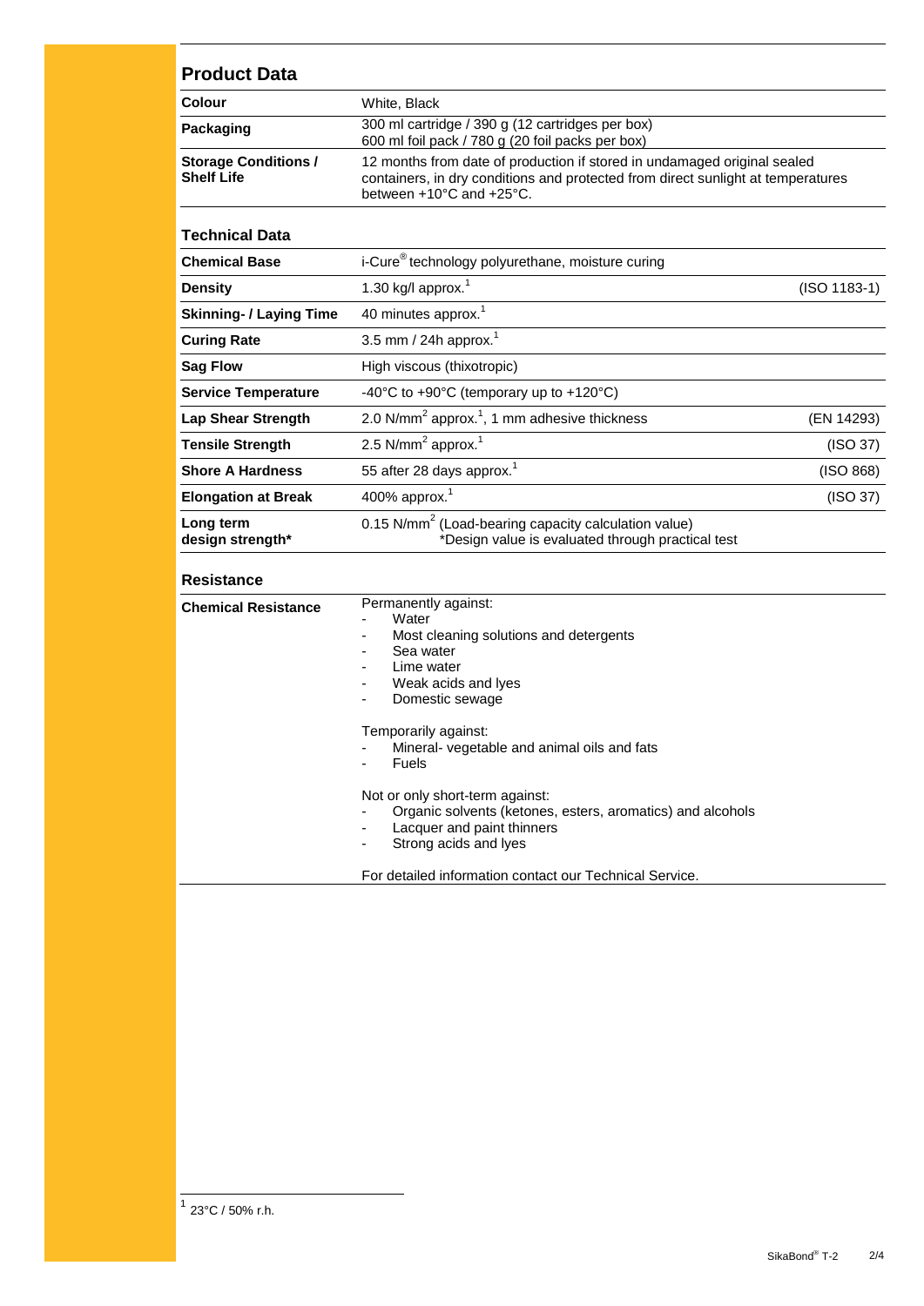## Product Data

| | |
|---|---|
| **Colour** | White, Black |
| **Packaging** | 300 ml cartridge / 390 g (12 cartridges per box)<br>600 ml foil pack / 780 g (20 foil packs per box) |
| **Storage Conditions / Shelf Life** | 12 months from date of production if stored in undamaged original sealed containers, in dry conditions and protected from direct sunlight at temperatures between +10°C and +25°C. |

### Technical Data

| | | |
|---|---|---|
| **Chemical Base** | i-Cure® technology polyurethane, moisture curing | |
| **Density** | 1.30 kg/l approx.[1] | (ISO 1183-1) |
| **Skinning- / Laying Time** | 40 minutes approx.[1] | |
| **Curing Rate** | 3.5 mm / 24h approx.[1] | |
| **Sag Flow** | High viscous (thixotropic) | |
| **Service Temperature** | -40°C to +90°C (temporary up to +120°C) | |
| **Lap Shear Strength** | 2.0 N/mm² approx.[1], 1 mm adhesive thickness | (EN 14293) |
| **Tensile Strength** | 2.5 N/mm² approx.[1] | (ISO 37) |
| **Shore A Hardness** | 55 after 28 days approx.[1] | (ISO 868) |
| **Elongation at Break** | 400% approx.[1] | (ISO 37) |
| **Long term design strength*** | 0.15 N/mm² (Load-bearing capacity calculation value)<br>*Design value is evaluated through practical test | |

### Resistance

**Chemical Resistance**

Permanently against:
- Water
- Most cleaning solutions and detergents
- Sea water
- Lime water
- Weak acids and lyes
- Domestic sewage

Temporarily against:
- Mineral- vegetable and animal oils and fats
- Fuels

Not or only short-term against:
- Organic solvents (ketones, esters, aromatics) and alcohols
- Lacquer and paint thinners
- Strong acids and lyes

For detailed information contact our Technical Service.

[1] 23°C / 50% r.h.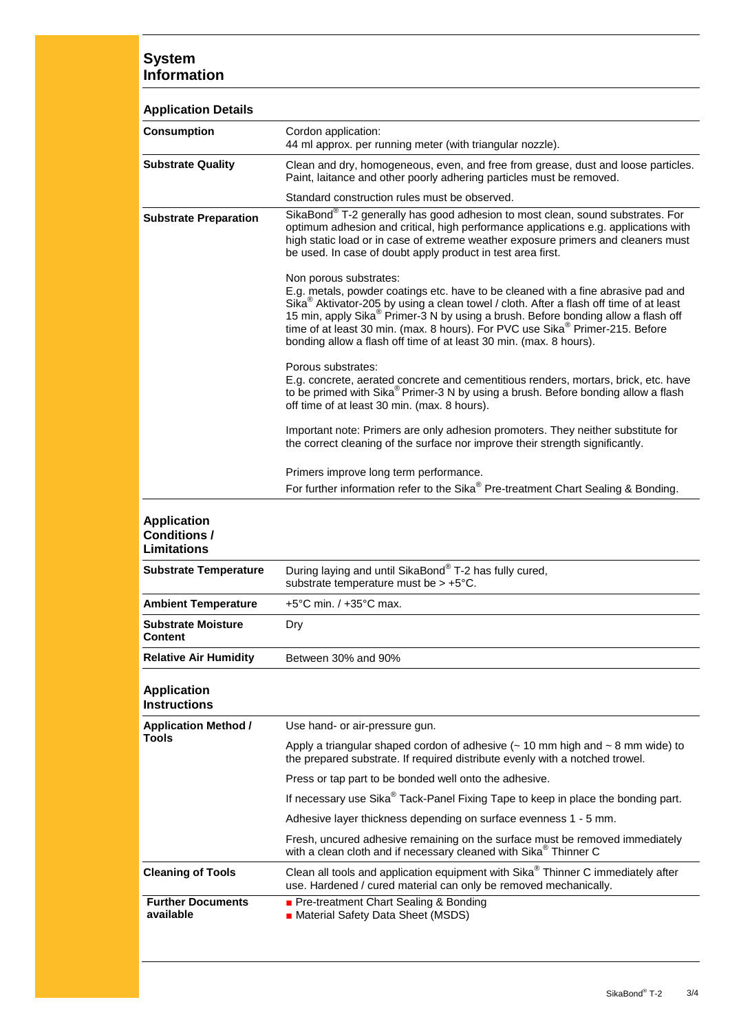# System Information

## Application Details

| | |
|---|---|
| **Consumption** | Cordon application:<br>44 ml approx. per running meter (with triangular nozzle). |
| **Substrate Quality** | Clean and dry, homogeneous, even, and free from grease, dust and loose particles. Paint, laitance and other poorly adhering particles must be removed.<br><br>Standard construction rules must be observed. |
| **Substrate Preparation** | SikaBond® T-2 generally has good adhesion to most clean, sound substrates. For optimum adhesion and critical, high performance applications e.g. applications with high static load or in case of extreme weather exposure primers and cleaners must be used. In case of doubt apply product in test area first.<br><br>Non porous substrates:<br>E.g. metals, powder coatings etc. have to be cleaned with a fine abrasive pad and Sika® Aktivator-205 by using a clean towel / cloth. After a flash off time of at least 15 min, apply Sika® Primer-3 N by using a brush. Before bonding allow a flash off time of at least 30 min. (max. 8 hours). For PVC use Sika® Primer-215. Before bonding allow a flash off time of at least 30 min. (max. 8 hours).<br><br>Porous substrates:<br>E.g. concrete, aerated concrete and cementitious renders, mortars, brick, etc. have to be primed with Sika® Primer-3 N by using a brush. Before bonding allow a flash off time of at least 30 min. (max. 8 hours).<br><br>Important note: Primers are only adhesion promoters. They neither substitute for the correct cleaning of the surface nor improve their strength significantly.<br><br>Primers improve long term performance.<br>For further information refer to the Sika® Pre-treatment Chart Sealing & Bonding. |

## Application Conditions / Limitations

| | |
|---|---|
| **Substrate Temperature** | During laying and until SikaBond® T-2 has fully cured, substrate temperature must be > +5°C. |
| **Ambient Temperature** | +5°C min. / +35°C max. |
| **Substrate Moisture Content** | Dry |
| **Relative Air Humidity** | Between 30% and 90% |

## Application Instructions

| | |
|---|---|
| **Application Method / Tools** | Use hand- or air-pressure gun.<br><br>Apply a triangular shaped cordon of adhesive (~ 10 mm high and ~ 8 mm wide) to the prepared substrate. If required distribute evenly with a notched trowel.<br><br>Press or tap part to be bonded well onto the adhesive.<br><br>If necessary use Sika® Tack-Panel Fixing Tape to keep in place the bonding part.<br><br>Adhesive layer thickness depending on surface evenness 1 - 5 mm.<br><br>Fresh, uncured adhesive remaining on the surface must be removed immediately with a clean cloth and if necessary cleaned with Sika® Thinner C |
| **Cleaning of Tools** | Clean all tools and application equipment with Sika® Thinner C immediately after use. Hardened / cured material can only be removed mechanically. |
| **Further Documents available** | ■ Pre-treatment Chart Sealing & Bonding<br>■ Material Safety Data Sheet (MSDS) |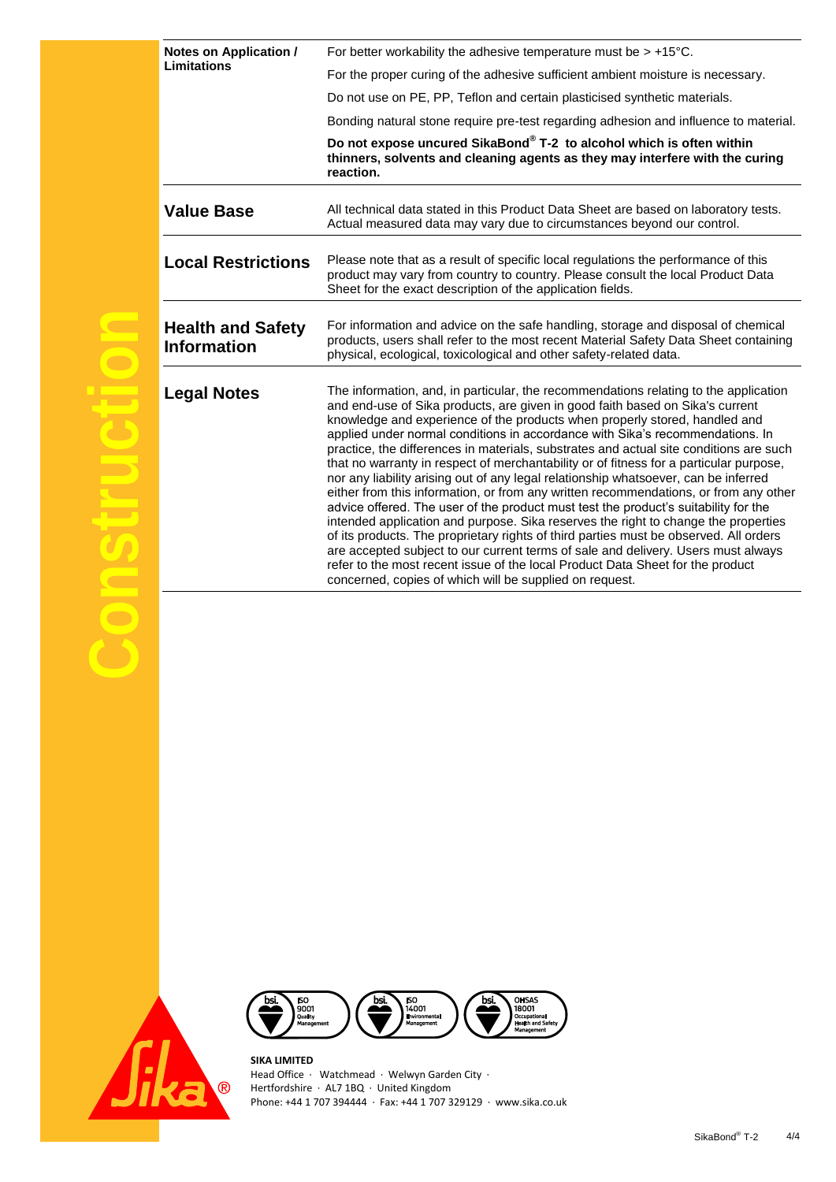| | |
|---|---|
| **Notes on Application / Limitations** | For better workability the adhesive temperature must be > +15°C. |
| | For the proper curing of the adhesive sufficient ambient moisture is necessary. |
| | Do not use on PE, PP, Teflon and certain plasticised synthetic materials. |
| | Bonding natural stone require pre-test regarding adhesion and influence to material. |
| | **Do not expose uncured SikaBond® T-2 to alcohol which is often within thinners, solvents and cleaning agents as they may interfere with the curing reaction.** |

## Value Base

All technical data stated in this Product Data Sheet are based on laboratory tests. Actual measured data may vary due to circumstances beyond our control.

## Local Restrictions

Please note that as a result of specific local regulations the performance of this product may vary from country to country. Please consult the local Product Data Sheet for the exact description of the application fields.

## Health and Safety Information

For information and advice on the safe handling, storage and disposal of chemical products, users shall refer to the most recent Material Safety Data Sheet containing physical, ecological, toxicological and other safety-related data.

## Legal Notes

The information, and, in particular, the recommendations relating to the application and end-use of Sika products, are given in good faith based on Sika's current knowledge and experience of the products when properly stored, handled and applied under normal conditions in accordance with Sika's recommendations. In practice, the differences in materials, substrates and actual site conditions are such that no warranty in respect of merchantability or of fitness for a particular purpose, nor any liability arising out of any legal relationship whatsoever, can be inferred either from this information, or from any written recommendations, or from any other advice offered. The user of the product must test the product's suitability for the intended application and purpose. Sika reserves the right to change the properties of its products. The proprietary rights of third parties must be observed. All orders are accepted subject to our current terms of sale and delivery. Users must always refer to the most recent issue of the local Product Data Sheet for the product concerned, copies of which will be supplied on request.

bsi. ISO 9001 Quality Management · bsi. ISO 14001 Environmental Management · bsi. OHSAS 18001 Occupational Health and Safety Management

**SIKA LIMITED**
Head Office · Watchmead · Welwyn Garden City · Hertfordshire · AL7 1BQ · United Kingdom
Phone: +44 1 707 394444 · Fax: +44 1 707 329129 · www.sika.co.uk